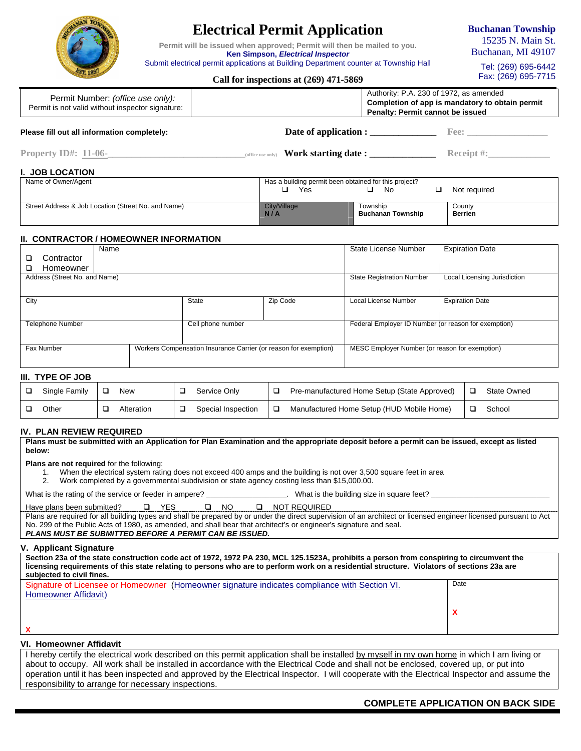# Electrical Permit Application

Permit will be issued when approved; Permit will then be mailed to you.
**Ken Simpson, *Electrical Inspector***
Submit electrical permit applications at Building Department counter at Township Hall

**Call for inspections at (269) 471-5869**

**Buchanan Township**
15235 N. Main St.
Buchanan, MI 49107
Tel: (269) 695-6442
Fax: (269) 695-7715

| Permit Number: *(office use only)*: Permit is not valid without inspector signature: | | Authority: P.A. 230 of 1972, as amended **Completion of app is mandatory to obtain permit Penalty: Permit cannot be issued** |
|---|---|---|

**Please fill out all information completely:**

**Date of application :** _____________ **Fee:** ________________

**Property ID#: 11-06-**____________________________ (office use only) **Work starting date :** _____________ **Receipt #:**____________

## I. JOB LOCATION

| Name of Owner/Agent | Has a building permit been obtained for this project? ❑ Yes ❑ No ❑ Not required | | |
|---|---|---|---|
| Street Address & Job Location (Street No. and Name) | City/Village **N / A** | Township **Buchanan Township** | County **Berrien** |

## II. CONTRACTOR / HOMEOWNER INFORMATION

| ❑ Contractor ❑ Homeowner | Name | | | State License Number | Expiration Date |
|---|---|---|---|---|---|
| Address (Street No. and Name) | | | | State Registration Number | Local Licensing Jurisdiction |
| City | | State | Zip Code | Local License Number | Expiration Date |
| Telephone Number | | Cell phone number | | Federal Employer ID Number (or reason for exemption) | |
| Fax Number | Workers Compensation Insurance Carrier (or reason for exemption) | | | MESC Employer Number (or reason for exemption) | |

## III. TYPE OF JOB

| ❑ Single Family | ❑ New | ❑ Service Only | ❑ Pre-manufactured Home Setup (State Approved) | ❑ State Owned |
|---|---|---|---|---|
| ❑ Other | ❑ Alteration | ❑ Special Inspection | ❑ Manufactured Home Setup (HUD Mobile Home) | ❑ School |

## IV. PLAN REVIEW REQUIRED

**Plans must be submitted with an Application for Plan Examination and the appropriate deposit before a permit can be issued, except as listed below:**

**Plans are not required** for the following:

1. When the electrical system rating does not exceed 400 amps and the building is not over 3,500 square feet in area
2. Work completed by a governmental subdivision or state agency costing less than $15,000.00.

What is the rating of the service or feeder in ampere? __________________. What is the building size in square feet? ___________________________

Have plans been submitted? ❑ YES ❑ NO ❑ NOT REQUIRED

Plans are required for all building types and shall be prepared by or under the direct supervision of an architect or licensed engineer licensed pursuant to Act No. 299 of the Public Acts of 1980, as amended, and shall bear that architect's or engineer's signature and seal.
***PLANS MUST BE SUBMITTED BEFORE A PERMIT CAN BE ISSUED.***

## V. Applicant Signature

**Section 23a of the state construction code act of 1972, 1972 PA 230, MCL 125.1523A, prohibits a person from conspiring to circumvent the licensing requirements of this state relating to persons who are to perform work on a residential structure. Violators of sections 23a are subjected to civil fines.**

| Signature of Licensee or Homeowner (Homeowner signature indicates compliance with Section VI. Homeowner Affidavit) X | Date X |
|---|---|

## VI. Homeowner Affidavit

I hereby certify the electrical work described on this permit application shall be installed by myself in my own home in which I am living or about to occupy. All work shall be installed in accordance with the Electrical Code and shall not be enclosed, covered up, or put into operation until it has been inspected and approved by the Electrical Inspector. I will cooperate with the Electrical Inspector and assume the responsibility to arrange for necessary inspections.

**COMPLETE APPLICATION ON BACK SIDE**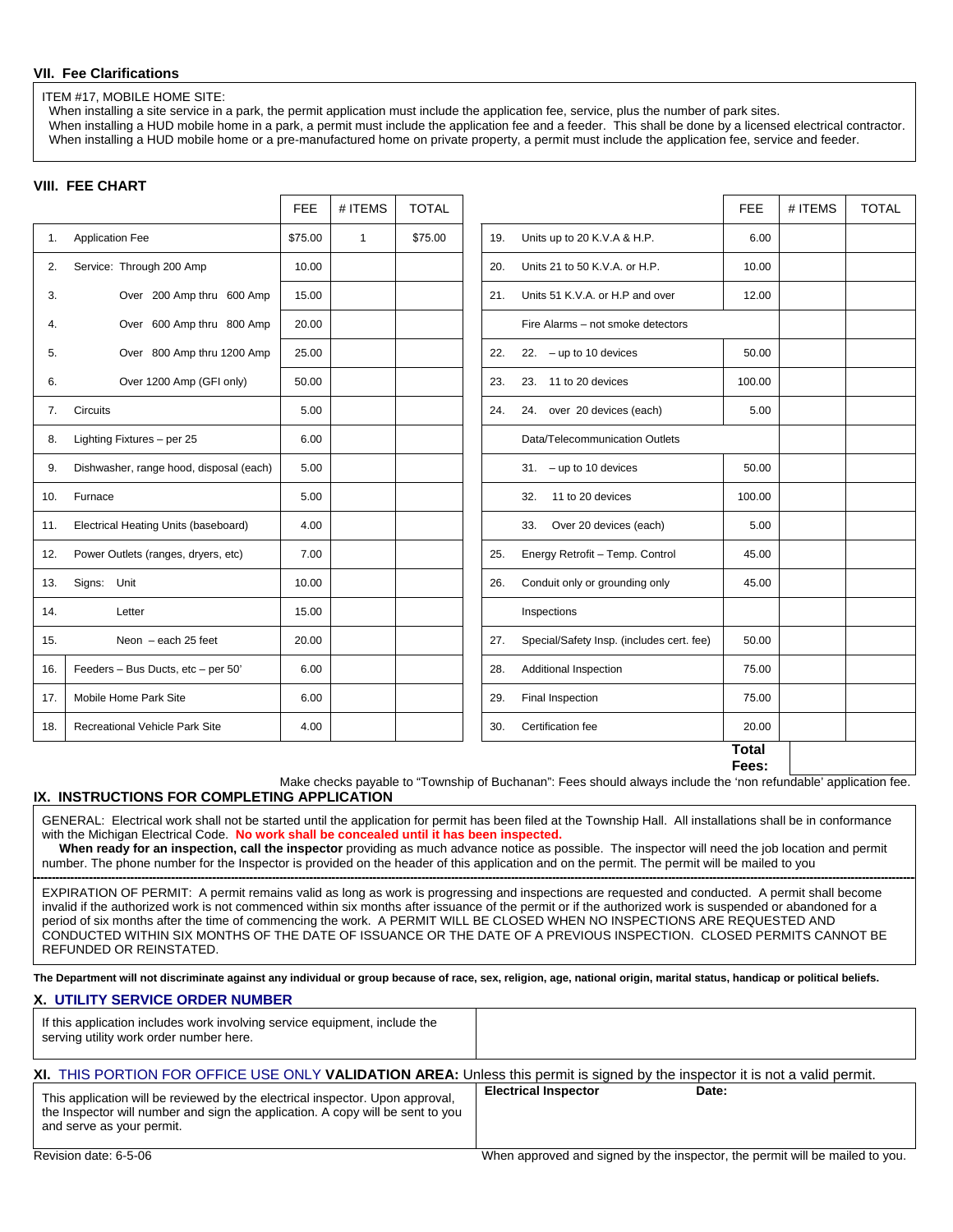## VII. Fee Clarifications

ITEM #17, MOBILE HOME SITE:
When installing a site service in a park, the permit application must include the application fee, service, plus the number of park sites.
When installing a HUD mobile home in a park, a permit must include the application fee and a feeder. This shall be done by a licensed electrical contractor.
When installing a HUD mobile home or a pre-manufactured home on private property, a permit must include the application fee, service and feeder.

## VIII. FEE CHART

| | | FEE | # ITEMS | TOTAL |
|---|---|---|---|---|
| 1. | Application Fee | $75.00 | 1 | $75.00 |
| 2. | Service: Through 200 Amp | 10.00 | | |
| 3. | Over 200 Amp thru 600 Amp | 15.00 | | |
| 4. | Over 600 Amp thru 800 Amp | 20.00 | | |
| 5. | Over 800 Amp thru 1200 Amp | 25.00 | | |
| 6. | Over 1200 Amp (GFI only) | 50.00 | | |
| 7. | Circuits | 5.00 | | |
| 8. | Lighting Fixtures – per 25 | 6.00 | | |
| 9. | Dishwasher, range hood, disposal (each) | 5.00 | | |
| 10. | Furnace | 5.00 | | |
| 11. | Electrical Heating Units (baseboard) | 4.00 | | |
| 12. | Power Outlets (ranges, dryers, etc) | 7.00 | | |
| 13. | Signs: Unit | 10.00 | | |
| 14. | Letter | 15.00 | | |
| 15. | Neon – each 25 feet | 20.00 | | |
| 16. | Feeders – Bus Ducts, etc – per 50' | 6.00 | | |
| 17. | Mobile Home Park Site | 6.00 | | |
| 18. | Recreational Vehicle Park Site | 4.00 | | |

| | | FEE | # ITEMS | TOTAL |
|---|---|---|---|---|
| 19. | Units up to 20 K.V.A & H.P. | 6.00 | | |
| 20. | Units 21 to 50 K.V.A. or H.P. | 10.00 | | |
| 21. | Units 51 K.V.A. or H.P and over | 12.00 | | |
| | Fire Alarms – not smoke detectors | | | |
| 22. | 22. – up to 10 devices | 50.00 | | |
| 23. | 23. 11 to 20 devices | 100.00 | | |
| 24. | 24. over 20 devices (each) | 5.00 | | |
| | Data/Telecommunication Outlets | | | |
| | 31. – up to 10 devices | 50.00 | | |
| | 32. 11 to 20 devices | 100.00 | | |
| | 33. Over 20 devices (each) | 5.00 | | |
| 25. | Energy Retrofit – Temp. Control | 45.00 | | |
| 26. | Conduit only or grounding only | 45.00 | | |
| | Inspections | | | |
| 27. | Special/Safety Insp. (includes cert. fee) | 50.00 | | |
| 28. | Additional Inspection | 75.00 | | |
| 29. | Final Inspection | 75.00 | | |
| 30. | Certification fee | 20.00 | | |
| | | **Total Fees:** | | |

Make checks payable to "Township of Buchanan": Fees should always include the 'non refundable' application fee.

## IX. INSTRUCTIONS FOR COMPLETING APPLICATION

GENERAL: Electrical work shall not be started until the application for permit has been filed at the Township Hall. All installations shall be in conformance with the Michigan Electrical Code. **No work shall be concealed until it has been inspected.**
**When ready for an inspection, call the inspector** providing as much advance notice as possible. The inspector will need the job location and permit number. The phone number for the Inspector is provided on the header of this application and on the permit. The permit will be mailed to you

EXPIRATION OF PERMIT: A permit remains valid as long as work is progressing and inspections are requested and conducted. A permit shall become invalid if the authorized work is not commenced within six months after issuance of the permit or if the authorized work is suspended or abandoned for a period of six months after the time of commencing the work. A PERMIT WILL BE CLOSED WHEN NO INSPECTIONS ARE REQUESTED AND CONDUCTED WITHIN SIX MONTHS OF THE DATE OF ISSUANCE OR THE DATE OF A PREVIOUS INSPECTION. CLOSED PERMITS CANNOT BE REFUNDED OR REINSTATED.

**The Department will not discriminate against any individual or group because of race, sex, religion, age, national origin, marital status, handicap or political beliefs.**

## X. UTILITY SERVICE ORDER NUMBER

| | |
|---|---|
| If this application includes work involving service equipment, include the serving utility work order number here. | |

## XI. THIS PORTION FOR OFFICE USE ONLY VALIDATION AREA: Unless this permit is signed by the inspector it is not a valid permit.

| | |
|---|---|
| This application will be reviewed by the electrical inspector. Upon approval, the Inspector will number and sign the application. A copy will be sent to you and serve as your permit. | **Electrical Inspector** **Date:** |

Revision date: 6-5-06

When approved and signed by the inspector, the permit will be mailed to you.